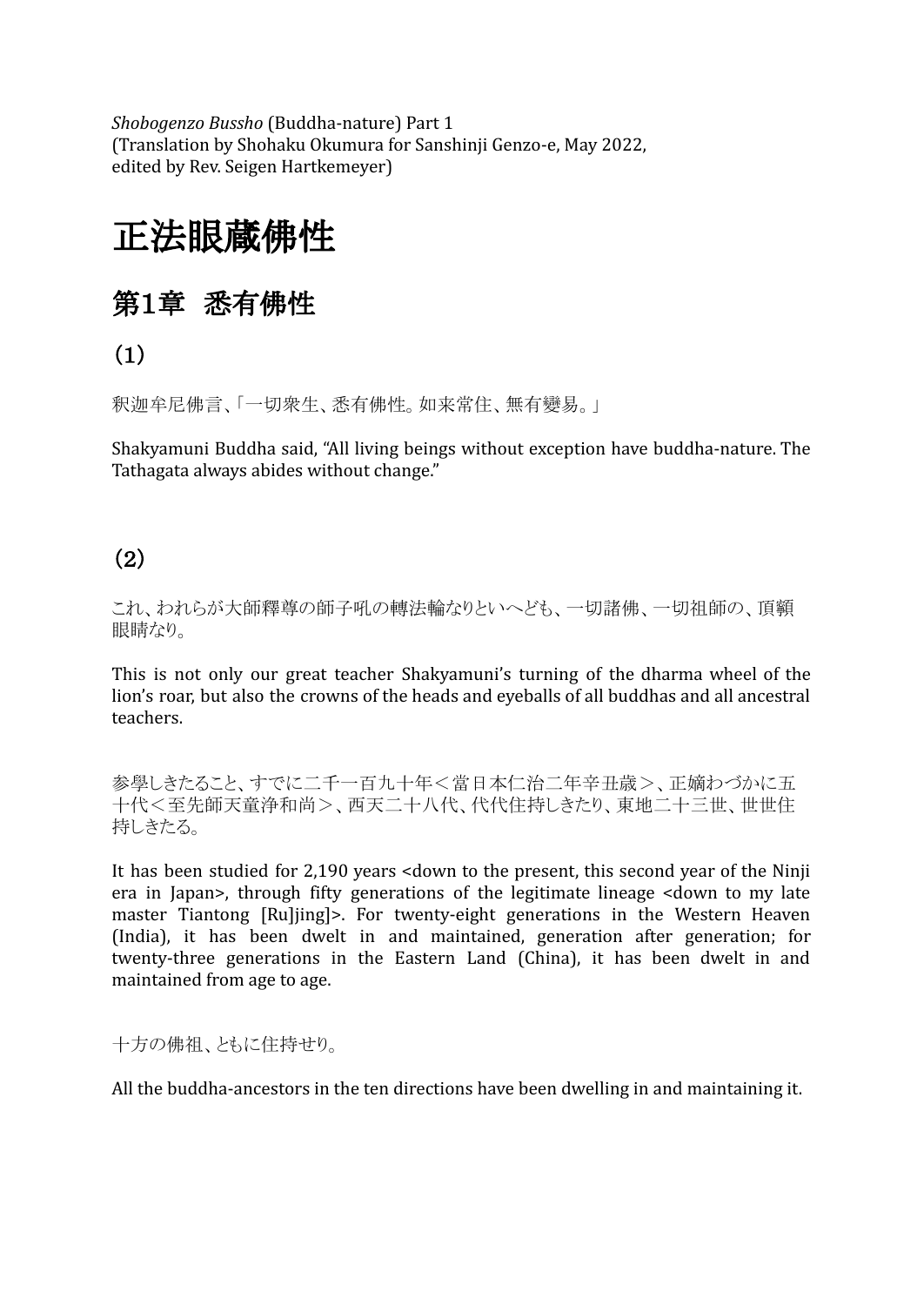*Shobogenzo Bussho* (Buddha-nature) Part 1
(Translation by Shohaku Okumura for Sanshinji Genzo-e, May 2022, edited by Rev. Seigen Hartkemeyer)

# 正法眼蔵佛性

## 第1章　悉有佛性

### (1)

釈迦牟尼佛言、「一切衆生、悉有佛性。如来常住、無有變易。」

Shakyamuni Buddha said, "All living beings without exception have buddha-nature. The Tathagata always abides without change."

### (2)

これ、われらが大師釋尊の師子吼の轉法輪なりといへども、一切諸佛、一切祖師の、頂𩕳眼睛なり。

This is not only our great teacher Shakyamuni's turning of the dharma wheel of the lion's roar, but also the crowns of the heads and eyeballs of all buddhas and all ancestral teachers.

參學しきたること、すでに二千一百九十年＜當日本仁治二年辛丑歳＞、正嫡わづかに五十代＜至先師天童浄和尚＞、西天二十八代、代代住持しきたり、東地二十三世、世世住持しきたる。

It has been studied for 2,190 years <down to the present, this second year of the Ninji era in Japan>, through fifty generations of the legitimate lineage <down to my late master Tiantong [Ru]jing]>. For twenty-eight generations in the Western Heaven (India), it has been dwelt in and maintained, generation after generation; for twenty-three generations in the Eastern Land (China), it has been dwelt in and maintained from age to age.

十方の佛祖、ともに住持せり。

All the buddha-ancestors in the ten directions have been dwelling in and maintaining it.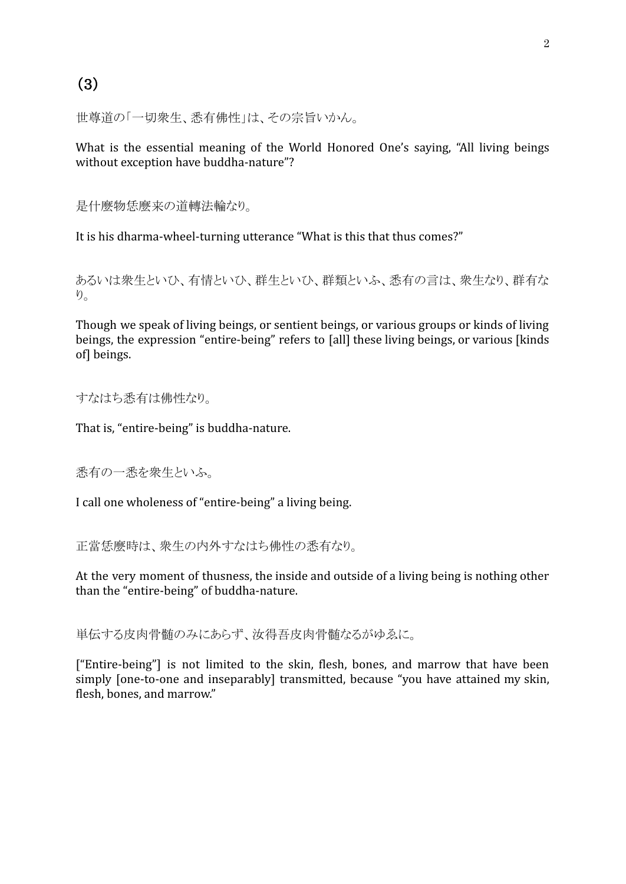## (3)

世尊道の「一切衆生、悉有佛性」は、その宗旨いかん。

What is the essential meaning of the World Honored One's saying, "All living beings without exception have buddha-nature"?

是什麼物恁麼来の道轉法輪なり。

It is his dharma-wheel-turning utterance "What is this that thus comes?"

あるいは衆生といひ、有情といひ、群生といひ、群類といふ、悉有の言は、衆生なり、群有なり。

Though we speak of living beings, or sentient beings, or various groups or kinds of living beings, the expression "entire-being" refers to [all] these living beings, or various [kinds of] beings.

すなはち悉有は佛性なり。

That is, "entire-being" is buddha-nature.

悉有の一悉を衆生といふ。

I call one wholeness of "entire-being" a living being.

正當恁麼時は、衆生の内外すなはち佛性の悉有なり。

At the very moment of thusness, the inside and outside of a living being is nothing other than the "entire-being" of buddha-nature.

単伝する皮肉骨髄のみにあらず、汝得吾皮肉骨髄なるがゆゑに。

["Entire-being"] is not limited to the skin, flesh, bones, and marrow that have been simply [one-to-one and inseparably] transmitted, because "you have attained my skin, flesh, bones, and marrow."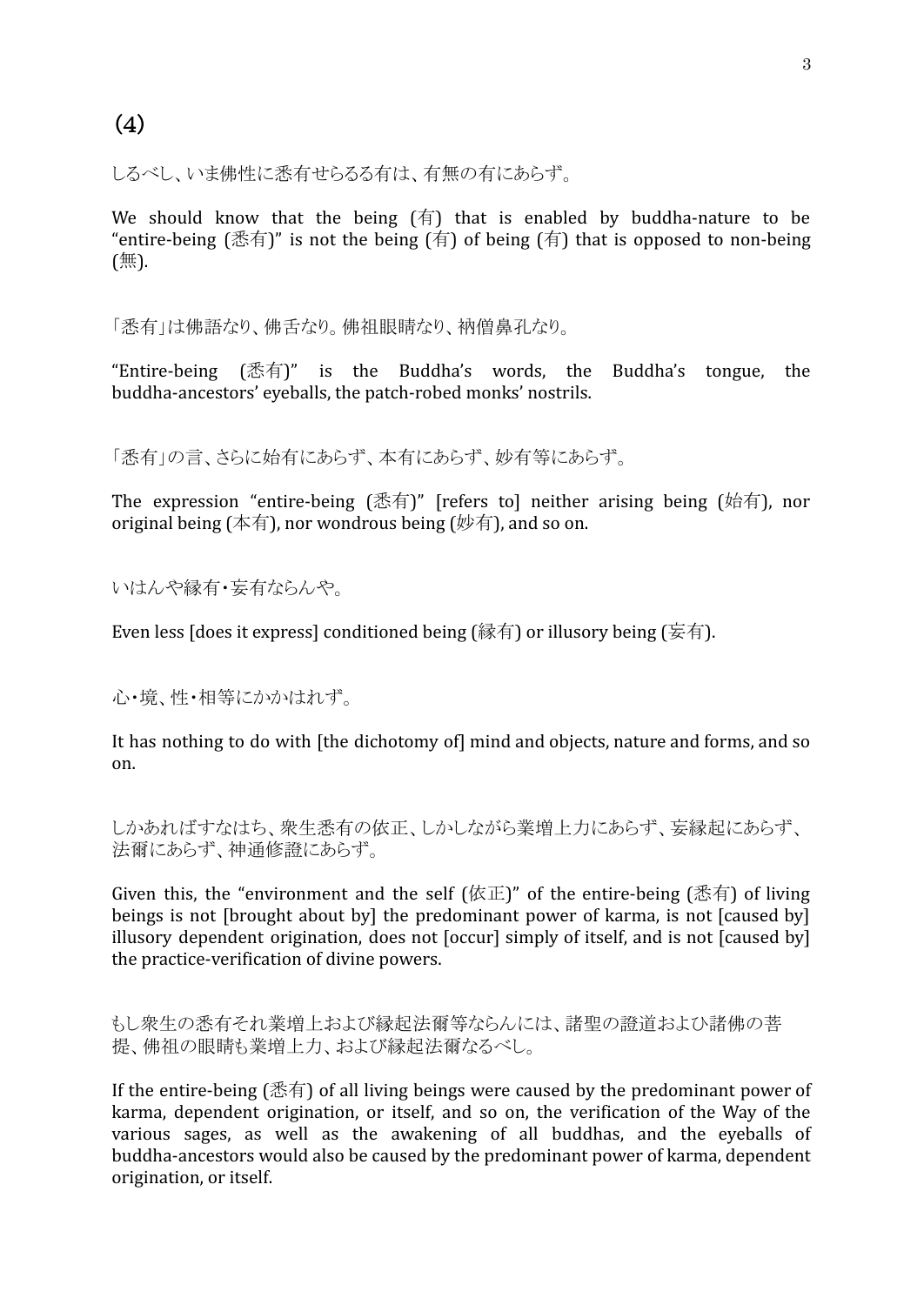## (4)

しるべし、いま佛性に悉有せらるる有は、有無の有にあらず。

We should know that the being (有) that is enabled by buddha-nature to be "entire-being (悉有)" is not the being (有) of being (有) that is opposed to non-being (無).

「悉有」は佛語なり、佛舌なり。佛祖眼睛なり、衲僧鼻孔なり。

"Entire-being (悉有)" is the Buddha's words, the Buddha's tongue, the buddha-ancestors' eyeballs, the patch-robed monks' nostrils.

「悉有」の言、さらに始有にあらず、本有にあらず、妙有等にあらず。

The expression "entire-being (悉有)" [refers to] neither arising being (始有), nor original being (本有), nor wondrous being (妙有), and so on.

いはんや縁有・妄有ならんや。

Even less [does it express] conditioned being (縁有) or illusory being (妄有).

心・境、性・相等にかかはれず。

It has nothing to do with [the dichotomy of] mind and objects, nature and forms, and so on.

しかあればすなはち、衆生悉有の依正、しかしながら業増上力にあらず、妄縁起にあらず、法爾にあらず、神通修證にあらず。

Given this, the "environment and the self (依正)" of the entire-being (悉有) of living beings is not [brought about by] the predominant power of karma, is not [caused by] illusory dependent origination, does not [occur] simply of itself, and is not [caused by] the practice-verification of divine powers.

もし衆生の悉有それ業増上および縁起法爾等ならんには、諸聖の證道および諸佛の菩提、佛祖の眼睛も業増上力、および縁起法爾なるべし。

If the entire-being (悉有) of all living beings were caused by the predominant power of karma, dependent origination, or itself, and so on, the verification of the Way of the various sages, as well as the awakening of all buddhas, and the eyeballs of buddha-ancestors would also be caused by the predominant power of karma, dependent origination, or itself.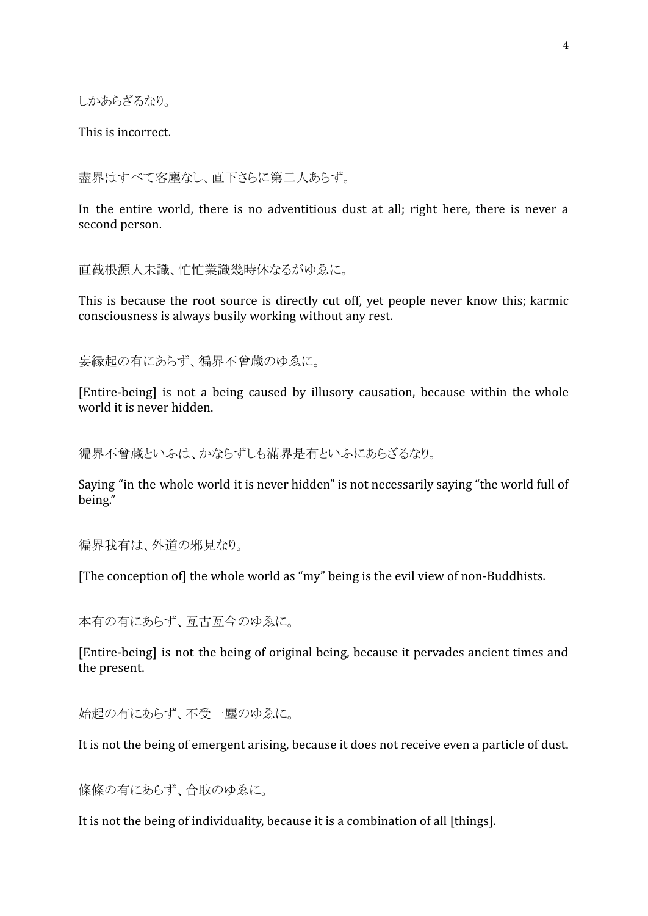しかあらざるなり。

This is incorrect.

盡界はすべて客塵なし、直下さらに第二人あらず。

In the entire world, there is no adventitious dust at all; right here, there is never a second person.

直截根源人未識、忙忙業識幾時休なるがゆゑに。

This is because the root source is directly cut off, yet people never know this; karmic consciousness is always busily working without any rest.

妄縁起の有にあらず、徧界不曾蔵のゆゑに。

[Entire-being] is not a being caused by illusory causation, because within the whole world it is never hidden.

徧界不曾蔵といふは、かならずしも滿界是有といふにあらざるなり。

Saying “in the whole world it is never hidden” is not necessarily saying “the world full of being.”

徧界我有は、外道の邪見なり。

[The conception of] the whole world as “my” being is the evil view of non-Buddhists.

本有の有にあらず、亙古亙今のゆゑに。

[Entire-being] is not the being of original being, because it pervades ancient times and the present.

始起の有にあらず、不受一塵のゆゑに。

It is not the being of emergent arising, because it does not receive even a particle of dust.

條條の有にあらず、合取のゆゑに。

It is not the being of individuality, because it is a combination of all [things].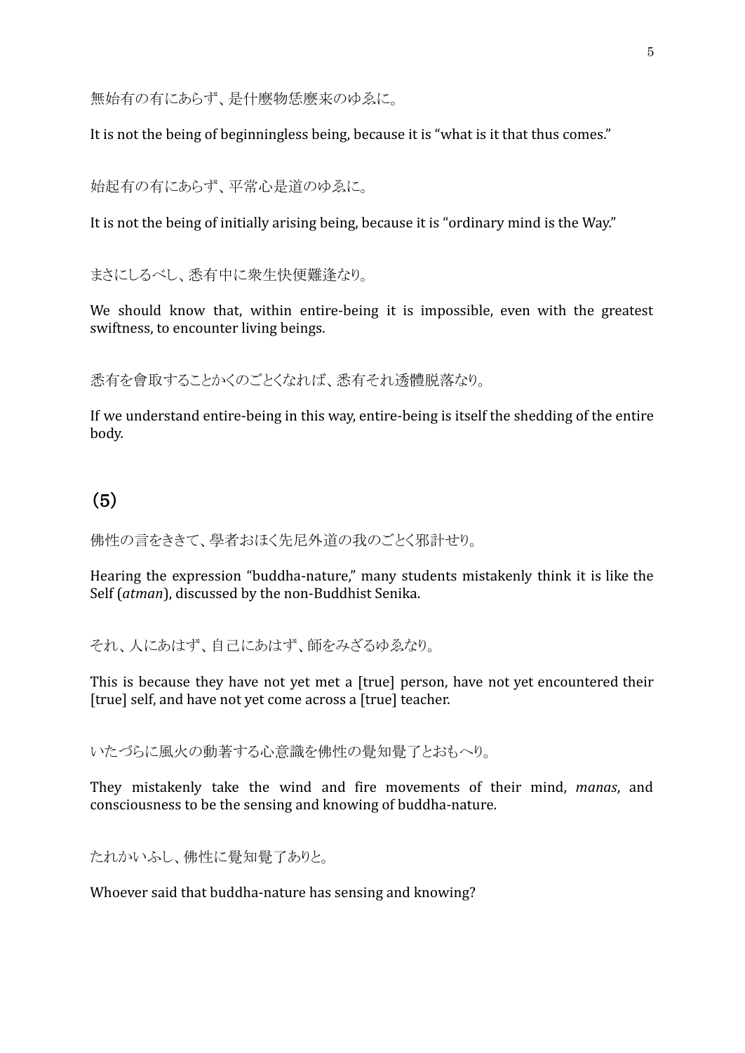無始有の有にあらず、是什麼物恁麼来のゆゑに。

It is not the being of beginningless being, because it is “what is it that thus comes.”

始起有の有にあらず、平常心是道のゆゑに。

It is not the being of initially arising being, because it is “ordinary mind is the Way.”

まさにしるべし、悉有中に衆生快便難逢なり。

We should know that, within entire-being it is impossible, even with the greatest swiftness, to encounter living beings.

悉有を會取することかくのごとくなれば、悉有それ透體脱落なり。

If we understand entire-being in this way, entire-being is itself the shedding of the entire body.

## (5)

佛性の言をききて、學者おほく先尼外道の我のごとく邪計せり。

Hearing the expression “buddha-nature,” many students mistakenly think it is like the Self (*atman*), discussed by the non-Buddhist Senika.

それ、人にあはず、自己にあはず、師をみざるゆゑなり。

This is because they have not yet met a [true] person, have not yet encountered their [true] self, and have not yet come across a [true] teacher.

いたづらに風火の動著する心意識を佛性の覺知覺了とおもへり。

They mistakenly take the wind and fire movements of their mind, *manas*, and consciousness to be the sensing and knowing of buddha-nature.

たれかいふし、佛性に覺知覺了ありと。

Whoever said that buddha-nature has sensing and knowing?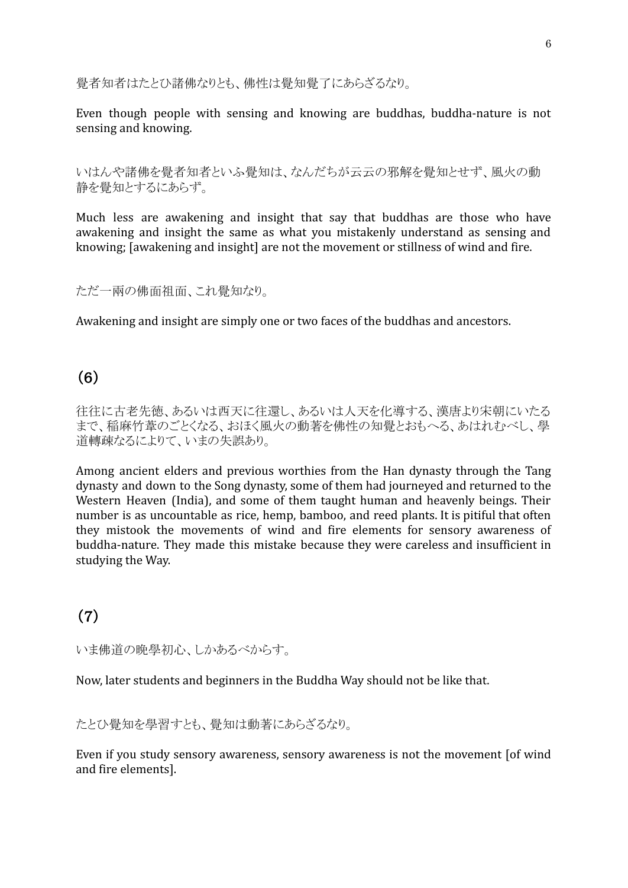覺者知者はたとひ諸佛なりとも、佛性は覺知覺了にあらざるなり。

Even though people with sensing and knowing are buddhas, buddha-nature is not sensing and knowing.

いはんや諸佛を覺者知者といふ覺知は、なんだちが云云の邪解を覺知とせず、風火の動静を覺知とするにあらず。

Much less are awakening and insight that say that buddhas are those who have awakening and insight the same as what you mistakenly understand as sensing and knowing; [awakening and insight] are not the movement or stillness of wind and fire.

ただ一兩の佛面祖面、これ覺知なり。

Awakening and insight are simply one or two faces of the buddhas and ancestors.

## （6）

往往に古老先徳、あるいは西天に往還し、あるいは人天を化導する、漢唐より宋朝にいたるまで、稲麻竹葦のごとくなる、おほく風火の動著を佛性の知覺とおもへる、あはれむべし、學道轉疎なるによりて、いまの失誤あり。

Among ancient elders and previous worthies from the Han dynasty through the Tang dynasty and down to the Song dynasty, some of them had journeyed and returned to the Western Heaven (India), and some of them taught human and heavenly beings. Their number is as uncountable as rice, hemp, bamboo, and reed plants. It is pitiful that often they mistook the movements of wind and fire elements for sensory awareness of buddha-nature. They made this mistake because they were careless and insufficient in studying the Way.

## （7）

いま佛道の晩學初心、しかあるべからす。

Now, later students and beginners in the Buddha Way should not be like that.

たとひ覺知を學習すとも、覺知は動著にあらざるなり。

Even if you study sensory awareness, sensory awareness is not the movement [of wind and fire elements].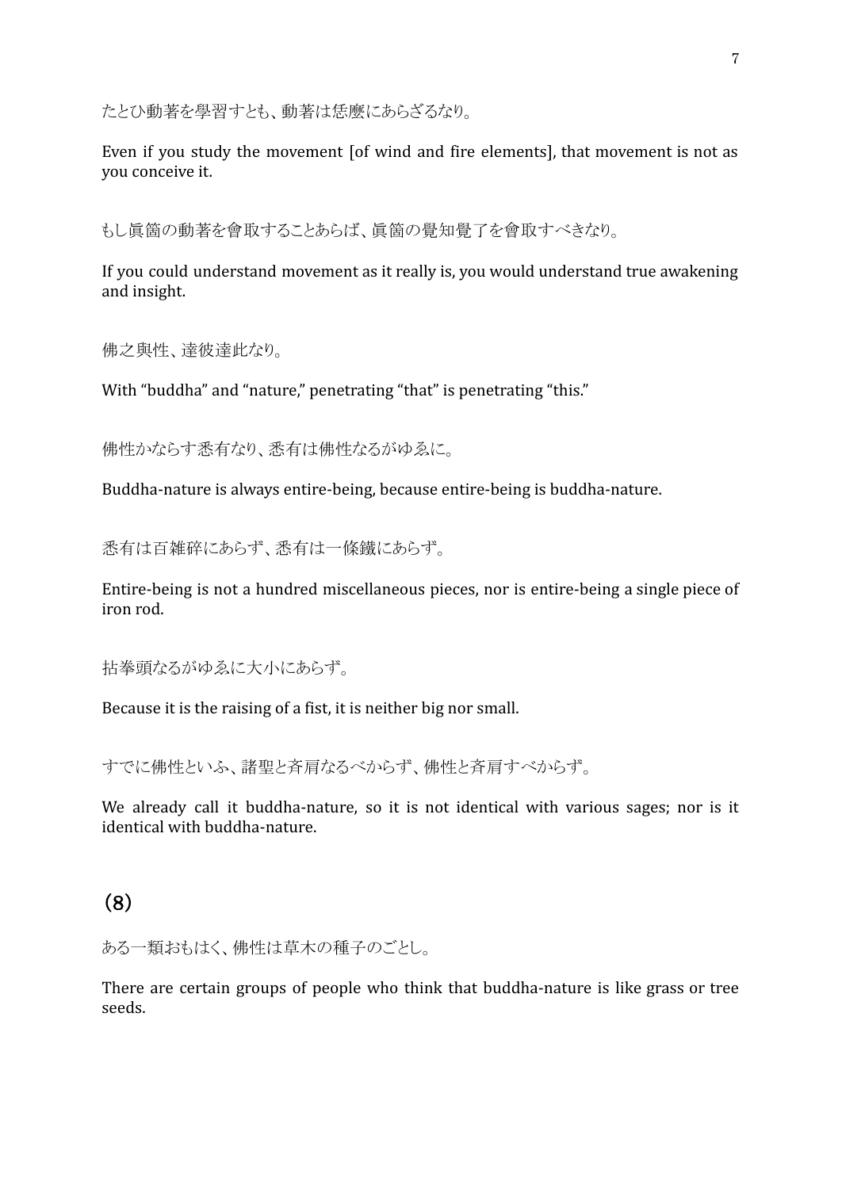たとひ動著を學習すとも、動著は恁麼にあらざるなり。

Even if you study the movement [of wind and fire elements], that movement is not as you conceive it.

もし眞箇の動著を會取することあらば、眞箇の覺知覺了を會取すべきなり。

If you could understand movement as it really is, you would understand true awakening and insight.

佛之與性、達彼達此なり。

With “buddha” and “nature,” penetrating “that” is penetrating “this.”

佛性かならす悉有なり、悉有は佛性なるがゆゑに。

Buddha-nature is always entire-being, because entire-being is buddha-nature.

悉有は百雜碎にあらず、悉有は一條鐵にあらず。

Entire-being is not a hundred miscellaneous pieces, nor is entire-being a single piece of iron rod.

拈拳頭なるがゆゑに大小にあらず。

Because it is the raising of a fist, it is neither big nor small.

すでに佛性といふ、諸聖と斉肩なるべからず、佛性と斉肩すべからず。

We already call it buddha-nature, so it is not identical with various sages; nor is it identical with buddha-nature.

## (8)

ある一類おもはく、佛性は草木の種子のごとし。

There are certain groups of people who think that buddha-nature is like grass or tree seeds.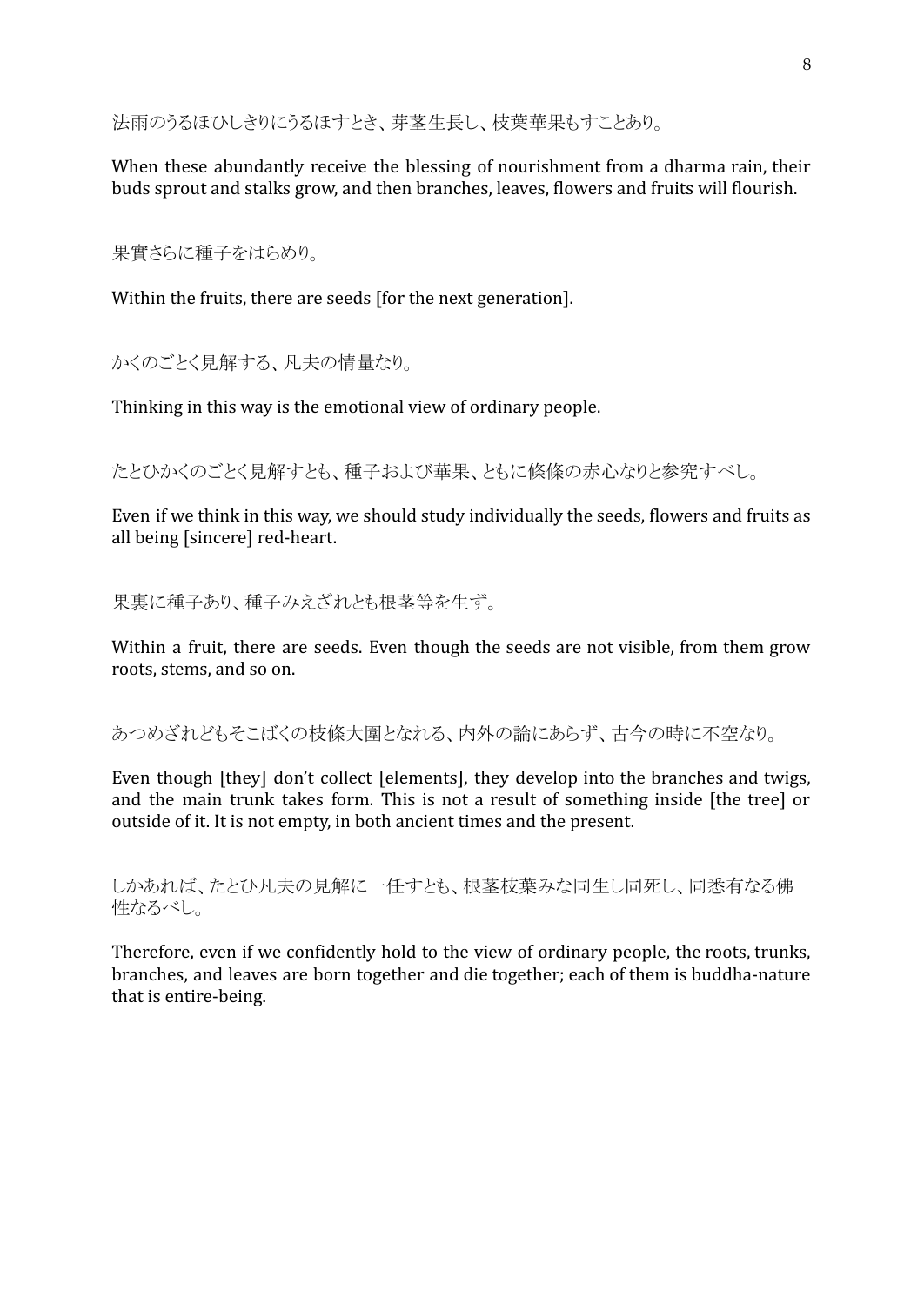法雨のうるほひしきりにうるほすとき、芽茎生長し、枝葉華果もすことあり。

When these abundantly receive the blessing of nourishment from a dharma rain, their buds sprout and stalks grow, and then branches, leaves, flowers and fruits will flourish.

果實さらに種子をはらめり。

Within the fruits, there are seeds [for the next generation].

かくのごとく見解する、凡夫の情量なり。

Thinking in this way is the emotional view of ordinary people.

たとひかくのごとく見解すとも、種子および華果、ともに條條の赤心なりと參究すべし。

Even if we think in this way, we should study individually the seeds, flowers and fruits as all being [sincere] red-heart.

果裏に種子あり、種子みえざれとも根茎等を生ず。

Within a fruit, there are seeds. Even though the seeds are not visible, from them grow roots, stems, and so on.

あつめざれどもそこばくの枝條大圍となれる、内外の論にあらず、古今の時に不空なり。

Even though [they] don't collect [elements], they develop into the branches and twigs, and the main trunk takes form. This is not a result of something inside [the tree] or outside of it. It is not empty, in both ancient times and the present.

しかあれば、たとひ凡夫の見解に一任すとも、根茎枝葉みな同生し同死し、同悉有なる佛性なるべし。

Therefore, even if we confidently hold to the view of ordinary people, the roots, trunks, branches, and leaves are born together and die together; each of them is buddha-nature that is entire-being.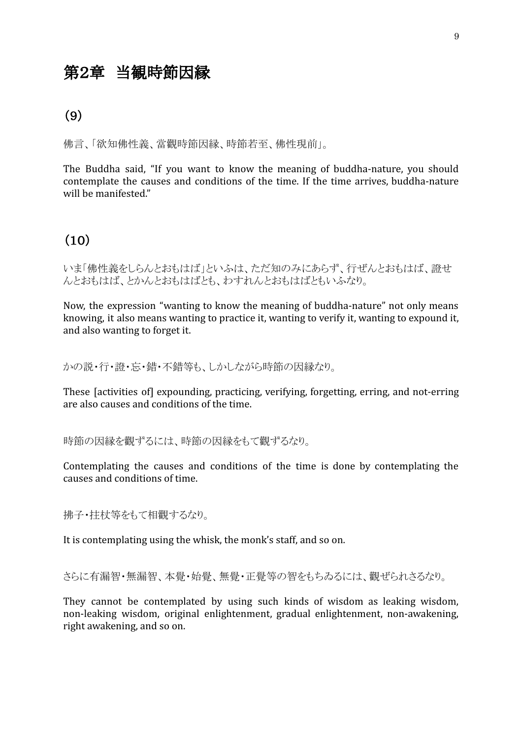# 第2章　当観時節因縁

## （9）

佛言､｢欲知佛性義､當觀時節因縁､時節若至､佛性現前｣｡

The Buddha said, "If you want to know the meaning of buddha-nature, you should contemplate the causes and conditions of the time. If the time arrives, buddha-nature will be manifested."

## （10）

いま｢佛性義をしらんとおもはば｣といふは､ただ知のみにあらず､行ぜんとおもはば､證せんとおもはば､とかんとおもはばとも､わすれんとおもはばともいふなり｡

Now, the expression "wanting to know the meaning of buddha-nature" not only means knowing, it also means wanting to practice it, wanting to verify it, wanting to expound it, and also wanting to forget it.

かの説･行･證･忘･錯･不錯等も､しかしながら時節の因縁なり｡

These [activities of] expounding, practicing, verifying, forgetting, erring, and not-erring are also causes and conditions of the time.

時節の因縁を觀ずるには､時節の因縁をもて觀ずるなり｡

Contemplating the causes and conditions of the time is done by contemplating the causes and conditions of time.

拂子･拄杖等をもて相觀するなり｡

It is contemplating using the whisk, the monk's staff, and so on.

さらに有漏智･無漏智､本覺･始覺､無覺･正覺等の智をもちゐるには､觀ぜられさるなり｡

They cannot be contemplated by using such kinds of wisdom as leaking wisdom, non-leaking wisdom, original enlightenment, gradual enlightenment, non-awakening, right awakening, and so on.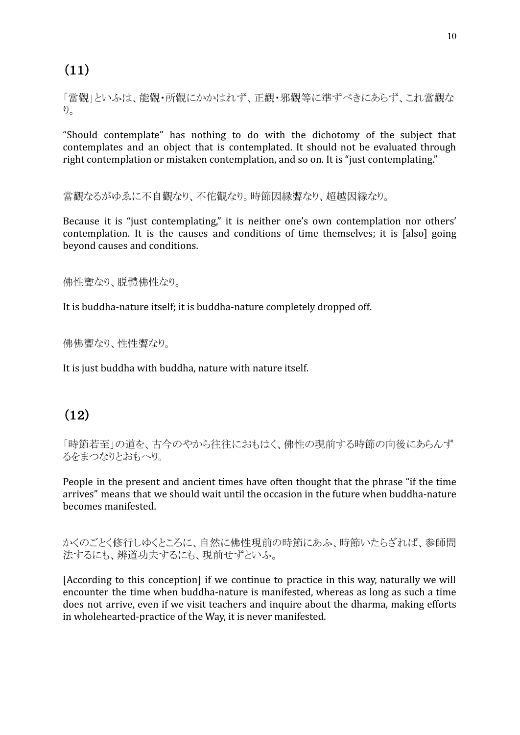## (11)

「當觀」といふは、能觀・所觀にかかはれず、正觀・邪觀等に準ずべきにあらず、これ當觀なり。

"Should contemplate" has nothing to do with the dichotomy of the subject that contemplates and an object that is contemplated. It should not be evaluated through right contemplation or mistaken contemplation, and so on. It is "just contemplating."

當觀なるがゆゑに不自觀なり、不佗觀なり。時節因縁聻なり、超越因縁なり。

Because it is "just contemplating," it is neither one's own contemplation nor others' contemplation. It is the causes and conditions of time themselves; it is [also] going beyond causes and conditions.

佛性聻なり、脱體佛性なり。

It is buddha-nature itself; it is buddha-nature completely dropped off.

佛佛聻なり、性性聻なり。

It is just buddha with buddha, nature with nature itself.

## (12)

「時節若至」の道を、古今のやから往往におもはく、佛性の現前する時節の向後にあらんずるをまつなりとおもへり。

People in the present and ancient times have often thought that the phrase "if the time arrives" means that we should wait until the occasion in the future when buddha-nature becomes manifested.

かくのごとく修行しゆくところに、自然に佛性現前の時節にあふ、時節いたらざれば、參師問法するにも、辨道功夫するにも、現前せずといふ。

[According to this conception] if we continue to practice in this way, naturally we will encounter the time when buddha-nature is manifested, whereas as long as such a time does not arrive, even if we visit teachers and inquire about the dharma, making efforts in wholehearted-practice of the Way, it is never manifested.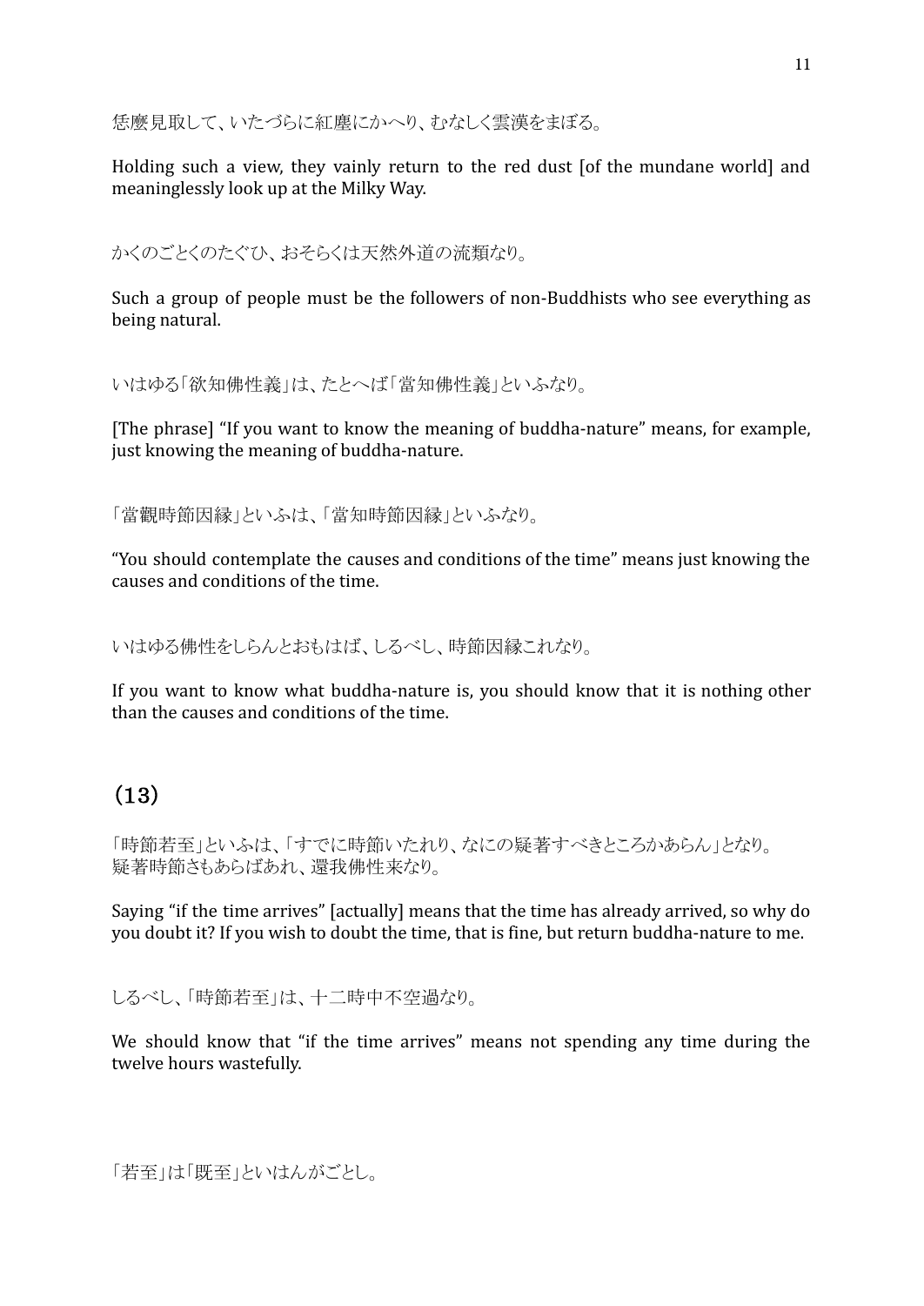恁麼見取して、いたづらに紅塵にかへり、むなしく雲漢をまぼる。

Holding such a view, they vainly return to the red dust [of the mundane world] and meaninglessly look up at the Milky Way.

かくのごとくのたぐひ、おそらくは天然外道の流類なり。

Such a group of people must be the followers of non-Buddhists who see everything as being natural.

いはゆる「欲知佛性義」は、たとへば「當知佛性義」といふなり。

[The phrase] "If you want to know the meaning of buddha-nature" means, for example, just knowing the meaning of buddha-nature.

「當觀時節因縁」といふは、「當知時節因縁」といふなり。

"You should contemplate the causes and conditions of the time" means just knowing the causes and conditions of the time.

いはゆる佛性をしらんとおもはば、しるべし、時節因縁これなり。

If you want to know what buddha-nature is, you should know that it is nothing other than the causes and conditions of the time.

## (13)

「時節若至」といふは、「すでに時節いたれり、なにの疑著すべきところかあらん」となり。
疑著時節さもあらばあれ、還我佛性来なり。

Saying "if the time arrives" [actually] means that the time has already arrived, so why do you doubt it? If you wish to doubt the time, that is fine, but return buddha-nature to me.

しるべし、「時節若至」は、十二時中不空過なり。

We should know that "if the time arrives" means not spending any time during the twelve hours wastefully.

「若至」は「既至」といはんがごとし。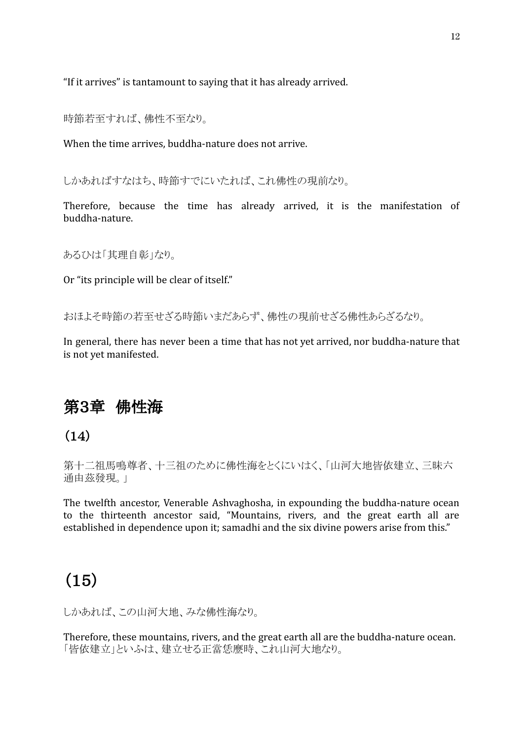"If it arrives" is tantamount to saying that it has already arrived.

時節若至すれば、佛性不至なり。

When the time arrives, buddha-nature does not arrive.

しかあればすなはち、時節すでにいたれば、これ佛性の現前なり。

Therefore, because the time has already arrived, it is the manifestation of buddha-nature.

あるひは「其理自彰」なり。

Or "its principle will be clear of itself."

おほよそ時節の若至せざる時節いまだあらず、佛性の現前せざる佛性あらざるなり。

In general, there has never been a time that has not yet arrived, nor buddha-nature that is not yet manifested.

## 第3章　佛性海

### (14)

第十二祖馬鳴尊者、十三祖のために佛性海をとくにいはく、「山河大地皆依建立、三昧六通由茲發現。」

The twelfth ancestor, Venerable Ashvaghosha, in expounding the buddha-nature ocean to the thirteenth ancestor said, "Mountains, rivers, and the great earth all are established in dependence upon it; samadhi and the six divine powers arise from this."

### (15)

しかあれば、この山河大地、みな佛性海なり。

Therefore, these mountains, rivers, and the great earth all are the buddha-nature ocean.
「皆依建立」といふは、建立せる正當恁麼時、これ山河大地なり。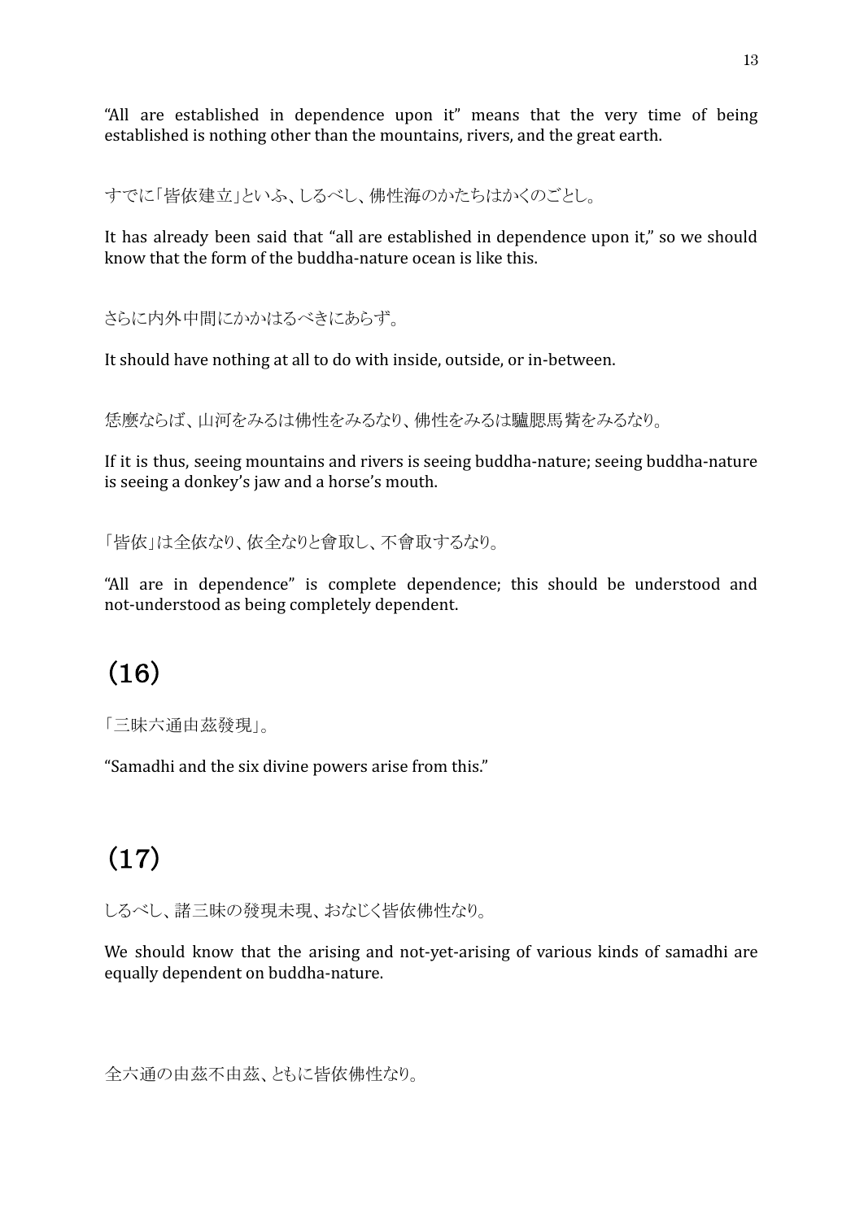"All are established in dependence upon it" means that the very time of being established is nothing other than the mountains, rivers, and the great earth.

すでに「皆依建立」といふ、しるべし、佛性海のかたちはかくのごとし。

It has already been said that "all are established in dependence upon it," so we should know that the form of the buddha-nature ocean is like this.

さらに内外中間にかかはるべきにあらず。

It should have nothing at all to do with inside, outside, or in-between.

恁麼ならば、山河をみるは佛性をみるなり、佛性をみるは驢腮馬觜をみるなり。

If it is thus, seeing mountains and rivers is seeing buddha-nature; seeing buddha-nature is seeing a donkey's jaw and a horse's mouth.

「皆依」は全依なり、依全なりと會取し、不會取するなり。

"All are in dependence" is complete dependence; this should be understood and not-understood as being completely dependent.

# (16)

「三昧六通由茲發現」。

"Samadhi and the six divine powers arise from this."

# (17)

しるべし、諸三昧の發現未現、おなじく皆依佛性なり。

We should know that the arising and not-yet-arising of various kinds of samadhi are equally dependent on buddha-nature.

全六通の由茲不由茲、ともに皆依佛性なり。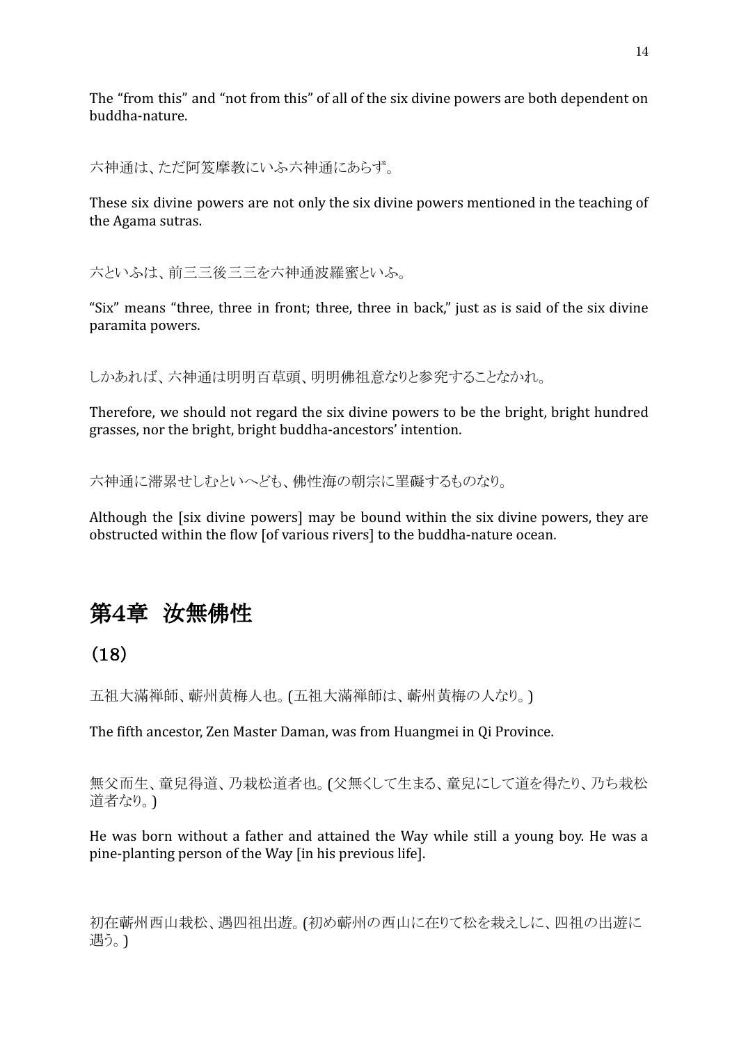The “from this” and “not from this” of all of the six divine powers are both dependent on buddha-nature.

六神通は、ただ阿笈摩教にいふ六神通にあらず。

These six divine powers are not only the six divine powers mentioned in the teaching of the Agama sutras.

六といふは、前三三後三三を六神通波羅蜜といふ。

“Six” means “three, three in front; three, three in back,” just as is said of the six divine paramita powers.

しかあれば、六神通は明明百草頭、明明佛祖意なりと参究することなかれ。

Therefore, we should not regard the six divine powers to be the bright, bright hundred grasses, nor the bright, bright buddha-ancestors’ intention.

六神通に滞累せしむといへども、佛性海の朝宗に罣礙するものなり。

Although the [six divine powers] may be bound within the six divine powers, they are obstructed within the flow [of various rivers] to the buddha-nature ocean.

# 第4章 汝無佛性

## (18)

五祖大滿禅師、蘄州黄梅人也。(五祖大滿禅師は、蘄州黄梅の人なり。)

The fifth ancestor, Zen Master Daman, was from Huangmei in Qi Province.

無父而生、童兒得道、乃栽松道者也。(父無くして生まる、童兒にして道を得たり、乃ち栽松道者なり。)

He was born without a father and attained the Way while still a young boy. He was a pine-planting person of the Way [in his previous life].

初在蘄州西山栽松、遇四祖出遊。(初め蘄州の西山に在りて松を栽えしに、四祖の出遊に遇う。)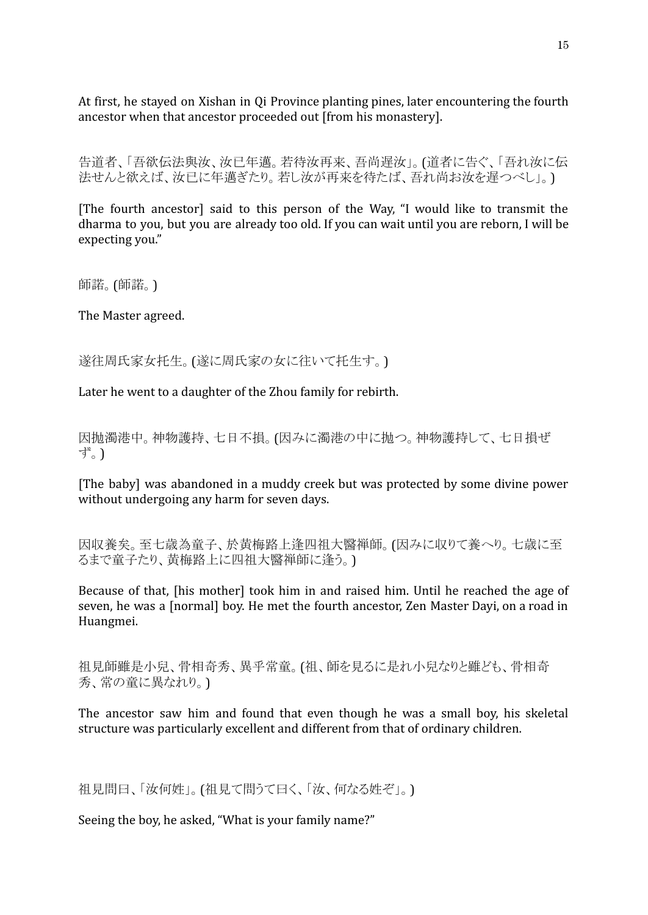At first, he stayed on Xishan in Qi Province planting pines, later encountering the fourth ancestor when that ancestor proceeded out [from his monastery].

告道者、「吾欲伝法與汝、汝已年邁。若待汝再来、吾尚遅汝」。(道者に告ぐ、「吾れ汝に伝法せんと欲えば、汝已に年邁ぎたり。若し汝が再来を待たば、吾れ尚お汝を遅つべし」。)

[The fourth ancestor] said to this person of the Way, "I would like to transmit the dharma to you, but you are already too old. If you can wait until you are reborn, I will be expecting you."

師諾。(師諾。)

The Master agreed.

遂往周氏家女托生。(遂に周氏家の女に往いて托生す。)

Later he went to a daughter of the Zhou family for rebirth.

因抛濁港中。神物護持、七日不損。(因みに濁港の中に抛つ。神物護持して、七日損ぜず。)

[The baby] was abandoned in a muddy creek but was protected by some divine power without undergoing any harm for seven days.

因収養矣。至七歳為童子、於黄梅路上逢四祖大醫禅師。(因みに収りて養へり。七歳に至るまで童子たり、黄梅路上に四祖大醫禅師に逢う。)

Because of that, [his mother] took him in and raised him. Until he reached the age of seven, he was a [normal] boy. He met the fourth ancestor, Zen Master Dayi, on a road in Huangmei.

祖見師雖是小兒、骨相奇秀、異乎常童。(祖、師を見るに是れ小兒なりと雖ども、骨相奇秀、常の童に異なれり。)

The ancestor saw him and found that even though he was a small boy, his skeletal structure was particularly excellent and different from that of ordinary children.

祖見問曰、「汝何姓」。(祖見て問うて曰く、「汝、何なる姓ぞ」。)

Seeing the boy, he asked, "What is your family name?"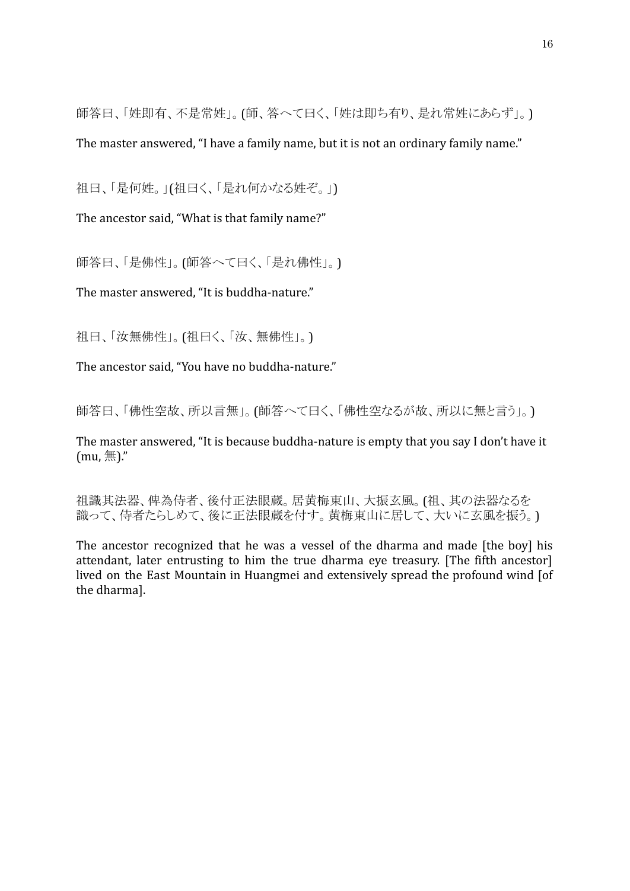師答曰、「姓即有、不是常姓」。(師、答へて曰く、「姓は即ち有り、是れ常姓にあらず」。)

The master answered, “I have a family name, but it is not an ordinary family name.”

祖曰、「是何姓。」(祖曰く、「是れ何かなる姓ぞ。」)

The ancestor said, “What is that family name?”

師答曰、「是佛性」。(師答へて曰く、「是れ佛性」。)

The master answered, “It is buddha-nature.”

祖曰、「汝無佛性」。(祖曰く、「汝、無佛性」。)

The ancestor said, “You have no buddha-nature.”

師答曰、「佛性空故、所以言無」。(師答へて曰く、「佛性空なるが故、所以に無と言う」。)

The master answered, “It is because buddha-nature is empty that you say I don’t have it (mu, 無).”

祖識其法器、俾為侍者、後付正法眼蔵。居黄梅東山、大振玄風。(祖、其の法器なるを識って、侍者たらしめて、後に正法眼蔵を付す。黄梅東山に居して、大いに玄風を振う。)

The ancestor recognized that he was a vessel of the dharma and made [the boy] his attendant, later entrusting to him the true dharma eye treasury. [The fifth ancestor] lived on the East Mountain in Huangmei and extensively spread the profound wind [of the dharma].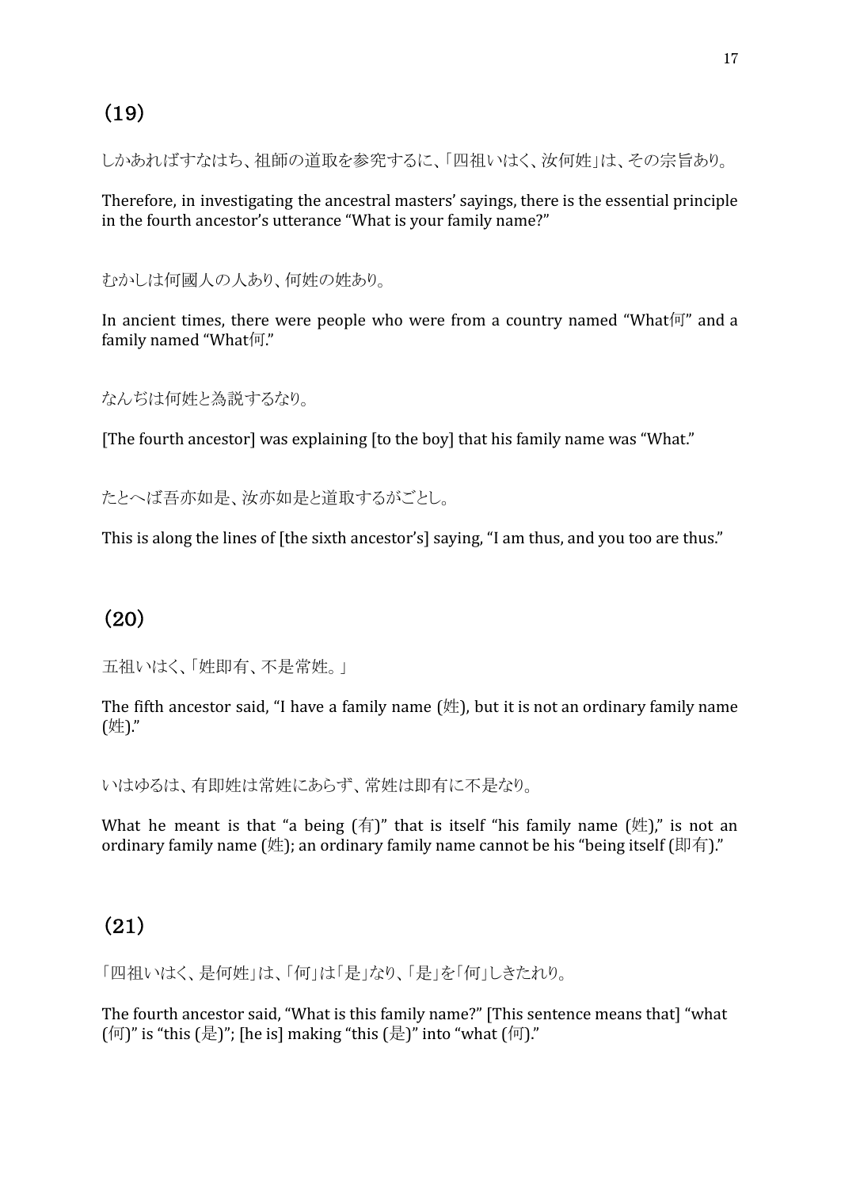## (19)

しかあればすなはち、祖師の道取を参究するに、「四祖いはく、汝何姓」は、その宗旨あり。

Therefore, in investigating the ancestral masters' sayings, there is the essential principle in the fourth ancestor's utterance "What is your family name?"

むかしは何國人の人あり、何姓の姓あり。

In ancient times, there were people who were from a country named "What何" and a family named "What何."

なんぢは何姓と為說するなり。

[The fourth ancestor] was explaining [to the boy] that his family name was "What."

たとへば吾亦如是、汝亦如是と道取するがごとし。

This is along the lines of [the sixth ancestor's] saying, "I am thus, and you too are thus."

## (20)

五祖いはく、「姓即有、不是常姓。」

The fifth ancestor said, "I have a family name (姓), but it is not an ordinary family name (姓)."

いはゆるは、有即姓は常姓にあらず、常姓は即有に不是なり。

What he meant is that "a being (有)" that is itself "his family name (姓)," is not an ordinary family name (姓); an ordinary family name cannot be his "being itself (即有)."

## (21)

「四祖いはく、是何姓」は、「何」は「是」なり、「是」を「何」しきたれり。

The fourth ancestor said, "What is this family name?" [This sentence means that] "what (何)" is "this (是)"; [he is] making "this (是)" into "what (何)."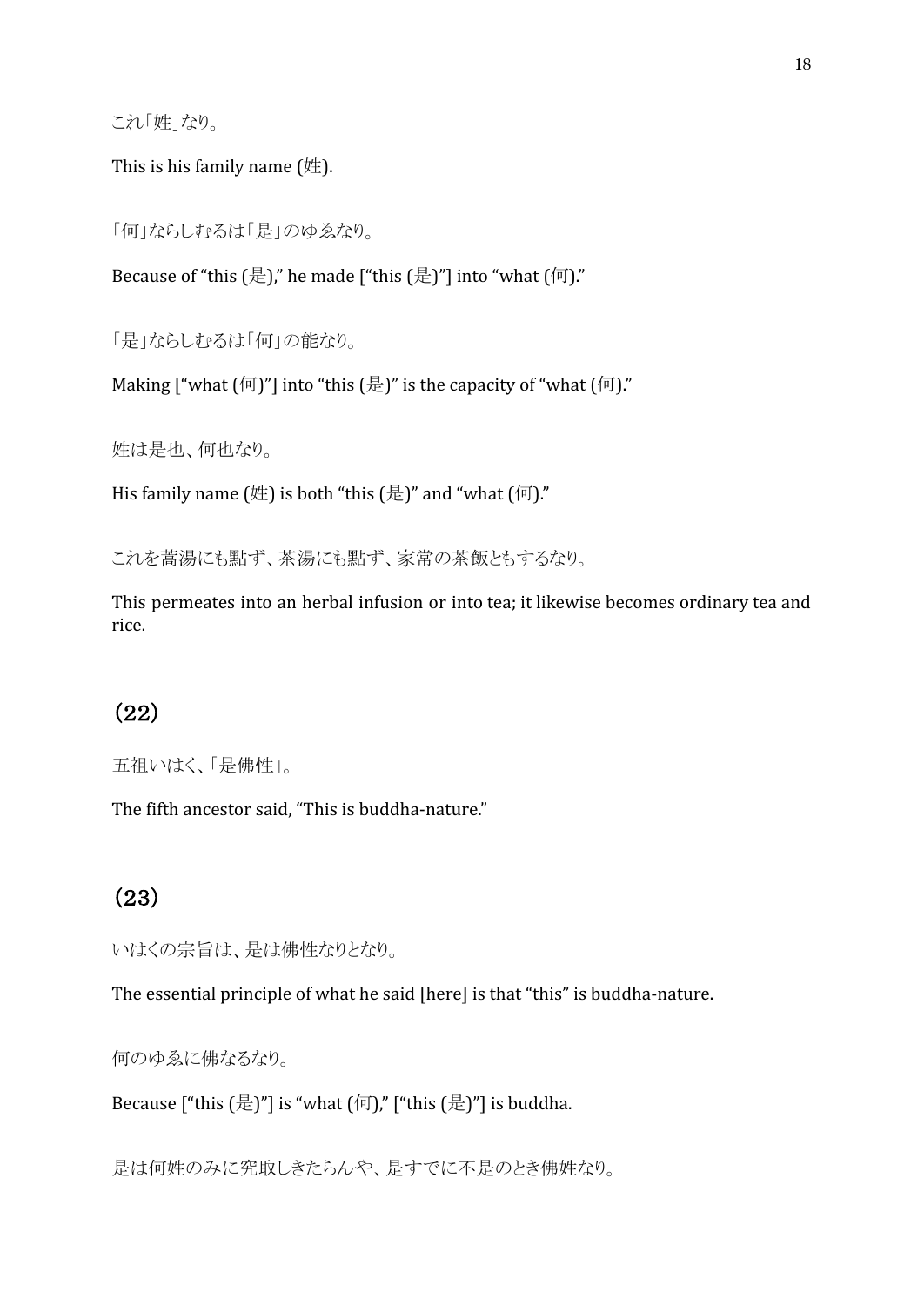これ「姓」なり。

This is his family name (姓).

「何」ならしむるは「是」のゆゑなり。

Because of “this (是),” he made [“this (是)”] into “what (何).”

「是」ならしむるは「何」の能なり。

Making [“what (何)”] into “this (是)” is the capacity of “what (何).”

姓は是也、何也なり。

His family name (姓) is both “this (是)” and “what (何).”

これを蒿湯にも點ず、茶湯にも點ず、家常の茶飯ともするなり。

This permeates into an herbal infusion or into tea; it likewise becomes ordinary tea and rice.

## (22)

五祖いはく、「是佛性」。

The fifth ancestor said, “This is buddha-nature.”

## (23)

いはくの宗旨は、是は佛性なりとなり。

The essential principle of what he said [here] is that “this” is buddha-nature.

何のゆゑに佛なるなり。

Because [“this (是)”] is “what (何),” [“this (是)”] is buddha.

是は何姓のみに究取しきたらんや、是すでに不是のとき佛姓なり。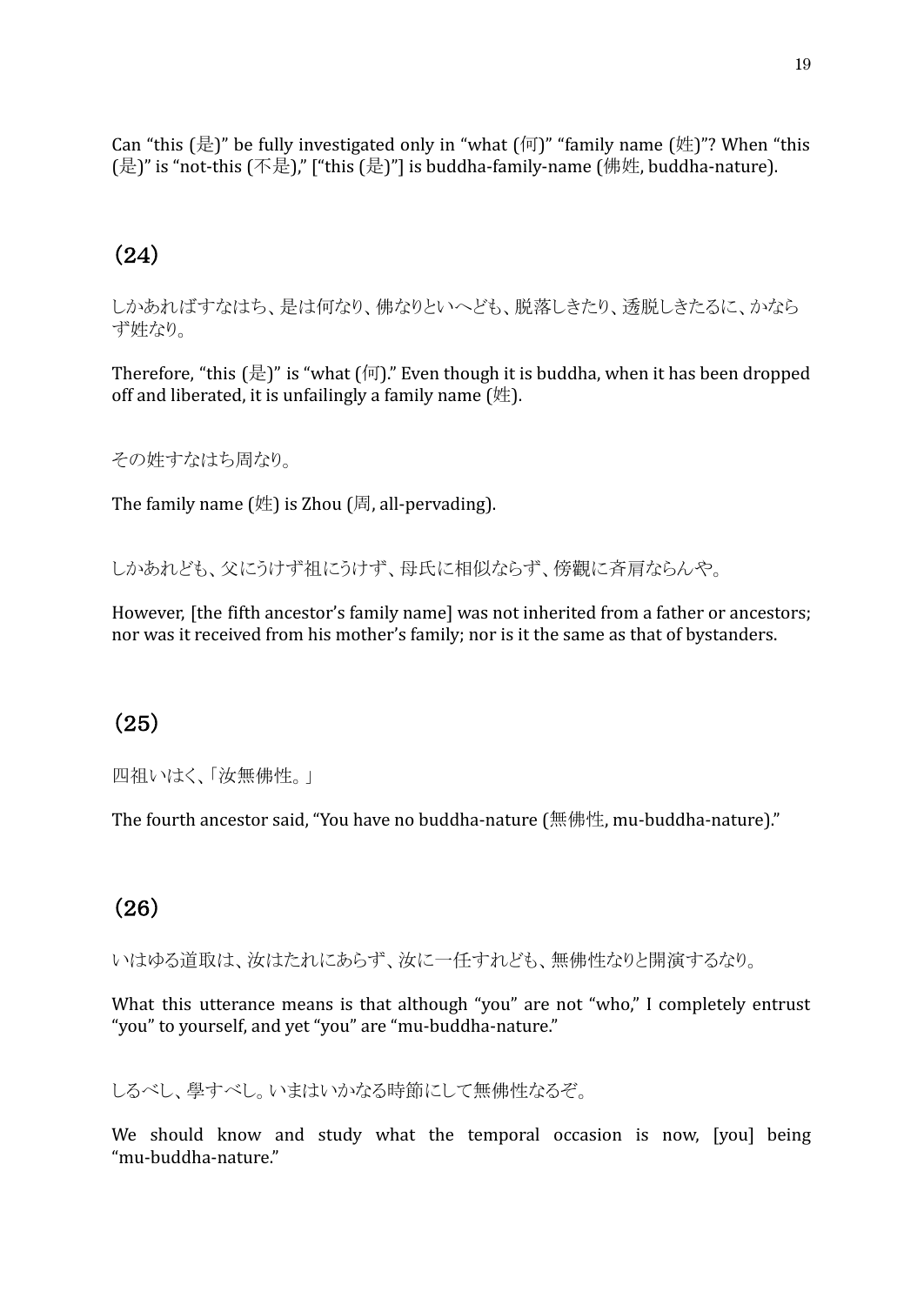Can "this (是)" be fully investigated only in "what (何)" "family name (姓)"? When "this (是)" is "not-this (不是)," ["this (是)"] is buddha-family-name (佛姓, buddha-nature).

## (24)

しかあればすなはち、是は何なり、佛なりといへども、脱落しきたり、透脱しきたるに、かならず姓なり。

Therefore, "this (是)" is "what (何)." Even though it is buddha, when it has been dropped off and liberated, it is unfailingly a family name (姓).

その姓すなはち周なり。

The family name (姓) is Zhou (周, all-pervading).

しかあれども、父にうけず祖にうけず、母氏に相似ならず、傍觀に斉肩ならんや。

However, [the fifth ancestor's family name] was not inherited from a father or ancestors; nor was it received from his mother's family; nor is it the same as that of bystanders.

## (25)

四祖いはく、「汝無佛性。」

The fourth ancestor said, "You have no buddha-nature (無佛性, mu-buddha-nature)."

## (26)

いはゆる道取は、汝はたれにあらず、汝に一任すれども、無佛性なりと開演するなり。

What this utterance means is that although "you" are not "who," I completely entrust "you" to yourself, and yet "you" are "mu-buddha-nature."

しるべし、學すべし。いまはいかなる時節にして無佛性なるぞ。

We should know and study what the temporal occasion is now, [you] being "mu-buddha-nature."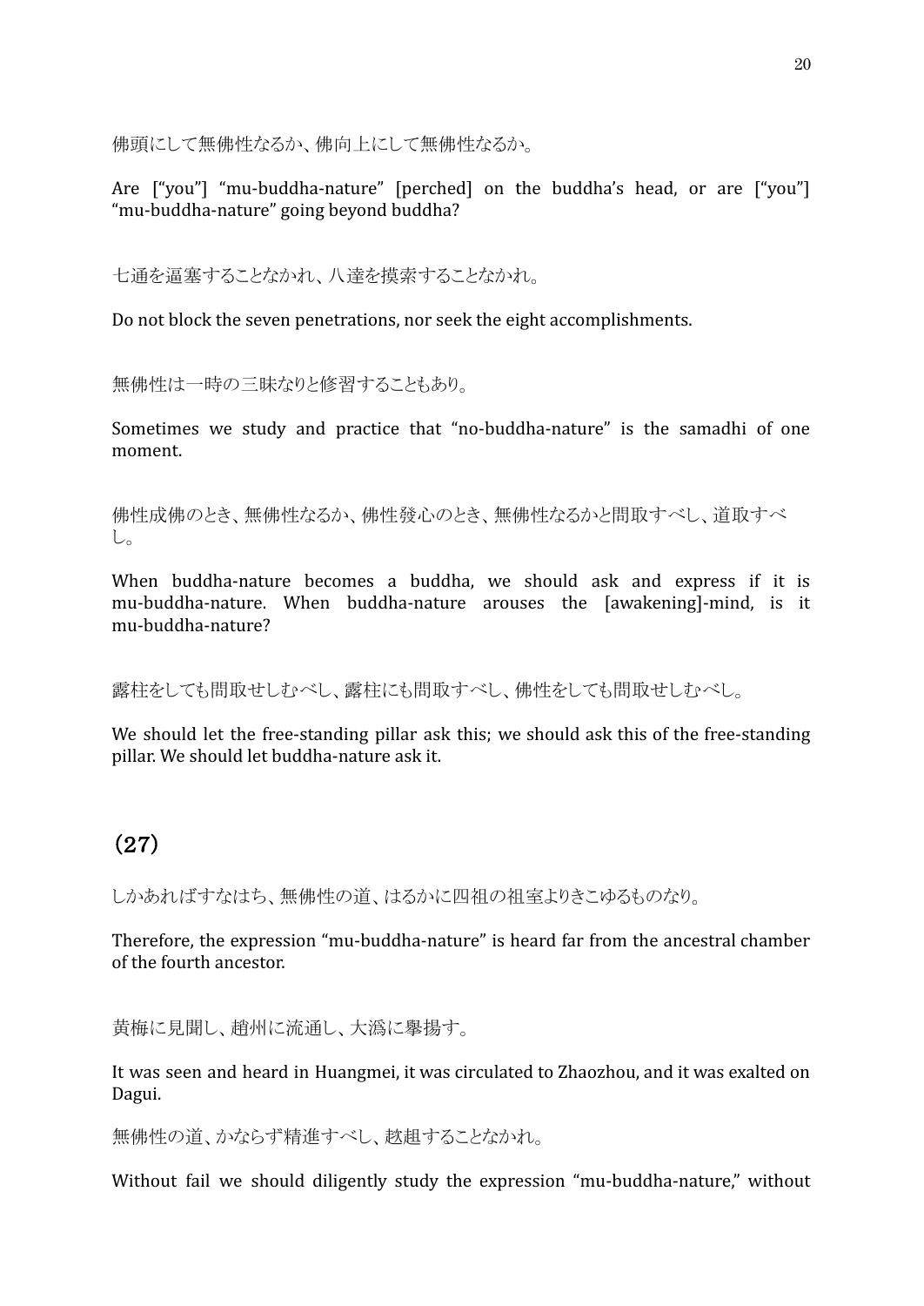佛頭にして無佛性なるか、佛向上にして無佛性なるか。

Are ["you"] "mu-buddha-nature" [perched] on the buddha's head, or are ["you"] "mu-buddha-nature" going beyond buddha?

七通を逼塞することなかれ、八達を摸索することなかれ。

Do not block the seven penetrations, nor seek the eight accomplishments.

無佛性は一時の三昧なりと修習することもあり。

Sometimes we study and practice that "no-buddha-nature" is the samadhi of one moment.

佛性成佛のとき、無佛性なるか、佛性發心のとき、無佛性なるかと問取すべし、道取すべし。

When buddha-nature becomes a buddha, we should ask and express if it is mu-buddha-nature. When buddha-nature arouses the [awakening]-mind, is it mu-buddha-nature?

露柱をしても問取せしむべし、露柱にも問取すべし、佛性をしても問取せしむべし。

We should let the free-standing pillar ask this; we should ask this of the free-standing pillar. We should let buddha-nature ask it.

## (27)

しかあればすなはち、無佛性の道、はるかに四祖の祖室よりきこゆるものなり。

Therefore, the expression "mu-buddha-nature" is heard far from the ancestral chamber of the fourth ancestor.

黄梅に見聞し、趙州に流通し、大潙に擧揚す。

It was seen and heard in Huangmei, it was circulated to Zhaozhou, and it was exalted on Dagui.

無佛性の道、かならず精進すべし、趑趄することなかれ。

Without fail we should diligently study the expression "mu-buddha-nature," without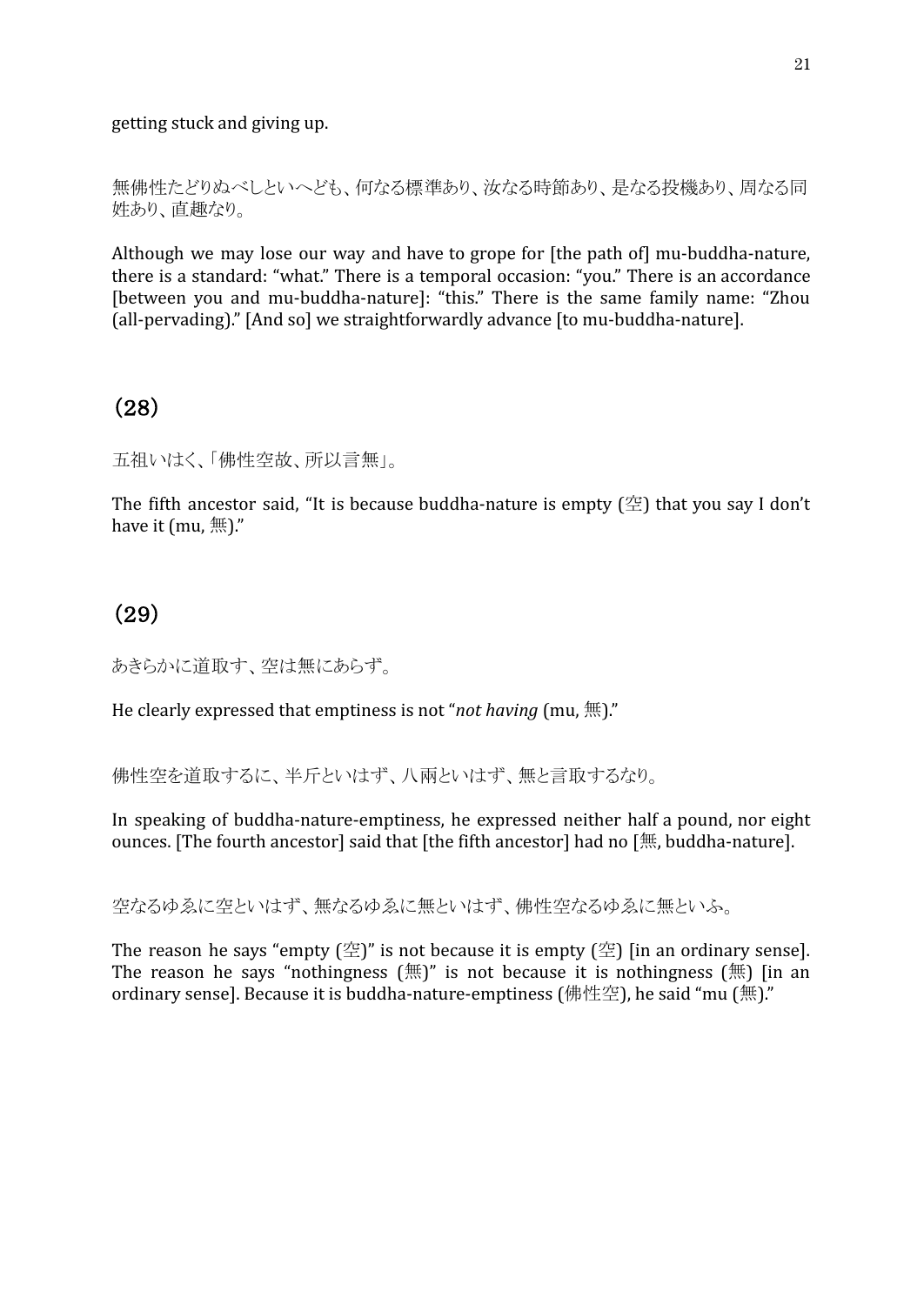getting stuck and giving up.

無佛性たどりぬべしといへども、何なる標準あり、汝なる時節あり、是なる投機あり、周なる同姓あり、直趣なり。

Although we may lose our way and have to grope for [the path of] mu-buddha-nature, there is a standard: "what." There is a temporal occasion: "you." There is an accordance [between you and mu-buddha-nature]: "this." There is the same family name: "Zhou (all-pervading)." [And so] we straightforwardly advance [to mu-buddha-nature].

## (28)

五祖いはく、「佛性空故、所以言無」。

The fifth ancestor said, "It is because buddha-nature is empty (空) that you say I don't have it (mu, 無)."

## (29)

あきらかに道取す、空は無にあらず。

He clearly expressed that emptiness is not "*not having* (mu, 無)."

佛性空を道取するに、半斤といはず、八兩といはず、無と言取するなり。

In speaking of buddha-nature-emptiness, he expressed neither half a pound, nor eight ounces. [The fourth ancestor] said that [the fifth ancestor] had no [無, buddha-nature].

空なるゆゑに空といはず、無なるゆゑに無といはず、佛性空なるゆゑに無といふ。

The reason he says "empty (空)" is not because it is empty (空) [in an ordinary sense]. The reason he says "nothingness (無)" is not because it is nothingness (無) [in an ordinary sense]. Because it is buddha-nature-emptiness (佛性空), he said "mu (無)."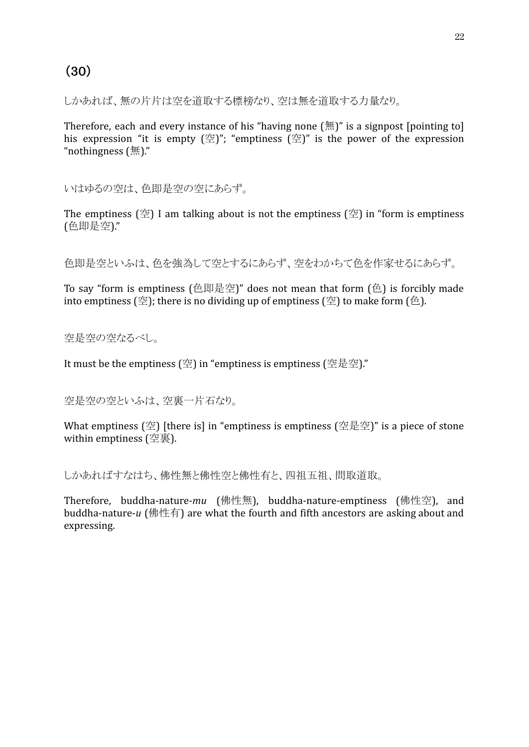## (30)

しかあれば、無の片片は空を道取する標榜なり、空は無を道取する力量なり。

Therefore, each and every instance of his "having none (無)" is a signpost [pointing to] his expression "it is empty (空)"; "emptiness (空)" is the power of the expression "nothingness (無)."

いはゆるの空は、色即是空の空にあらず。

The emptiness (空) I am talking about is not the emptiness (空) in "form is emptiness (色即是空)."

色即是空といふは、色を強為して空とするにあらず、空をわかちて色を作家せるにあらず。

To say "form is emptiness (色即是空)" does not mean that form (色) is forcibly made into emptiness (空); there is no dividing up of emptiness (空) to make form (色).

空是空の空なるべし。

It must be the emptiness (空) in "emptiness is emptiness (空是空)."

空是空の空といふは、空裏一片石なり。

What emptiness (空) [there is] in "emptiness is emptiness (空是空)" is a piece of stone within emptiness (空裏).

しかあればすなはち、佛性無と佛性空と佛性有と、四祖五祖、問取道取。

Therefore, buddha-nature-*mu* (佛性無), buddha-nature-emptiness (佛性空), and buddha-nature-*u* (佛性有) are what the fourth and fifth ancestors are asking about and expressing.